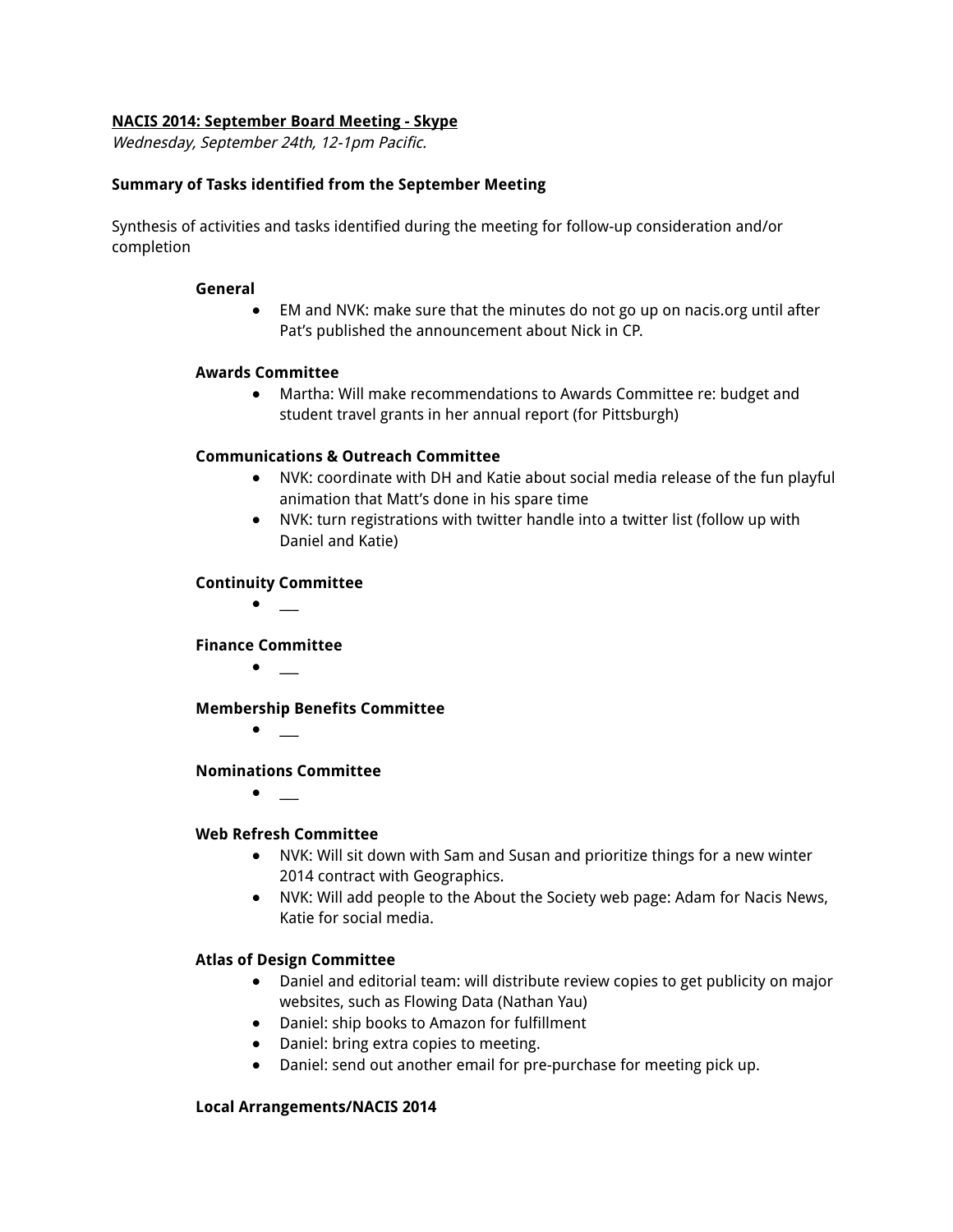**NACIS 2014: September Board Meeting - Skype**

*Wednesday, September 24th, 12-1pm Pacific.*

**Summary of Tasks identified from the September Meeting**

Synthesis of activities and tasks identified during the meeting for follow-up consideration and/or completion

**General**

- EM and NVK: make sure that the minutes do not go up on nacis.org until after Pat's published the announcement about Nick in CP.

**Awards Committee**

- Martha: Will make recommendations to Awards Committee re: budget and student travel grants in her annual report (for Pittsburgh)

**Communications & Outreach Committee**

- NVK: coordinate with DH and Katie about social media release of the fun playful animation that Matt's done in his spare time
- NVK: turn registrations with twitter handle into a twitter list (follow up with Daniel and Katie)

**Continuity Committee**

- ___

**Finance Committee**

- ___

**Membership Benefits Committee**

- ___

**Nominations Committee**

- ___

**Web Refresh Committee**

- NVK: Will sit down with Sam and Susan and prioritize things for a new winter 2014 contract with Geographics.
- NVK: Will add people to the About the Society web page: Adam for Nacis News, Katie for social media.

**Atlas of Design Committee**

- Daniel and editorial team: will distribute review copies to get publicity on major websites, such as Flowing Data (Nathan Yau)
- Daniel: ship books to Amazon for fulfillment
- Daniel: bring extra copies to meeting.
- Daniel: send out another email for pre-purchase for meeting pick up.

**Local Arrangements/NACIS 2014**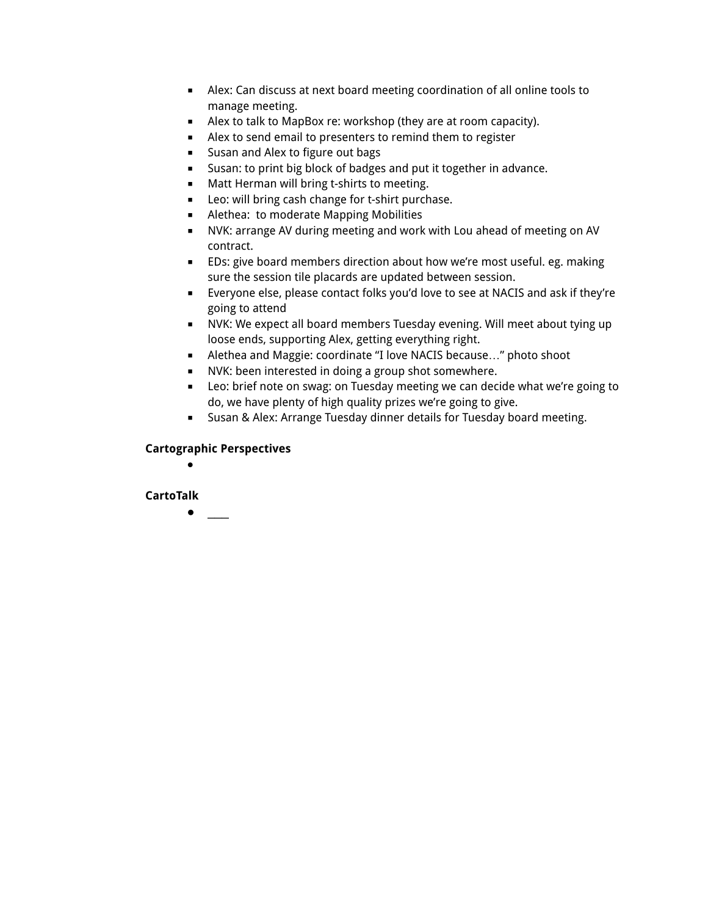- Alex: Can discuss at next board meeting coordination of all online tools to manage meeting.
- Alex to talk to MapBox re: workshop (they are at room capacity).
- Alex to send email to presenters to remind them to register
- Susan and Alex to figure out bags
- Susan: to print big block of badges and put it together in advance.
- Matt Herman will bring t-shirts to meeting.
- Leo: will bring cash change for t-shirt purchase.
- Alethea:  to moderate Mapping Mobilities
- NVK: arrange AV during meeting and work with Lou ahead of meeting on AV contract.
- EDs: give board members direction about how we're most useful. eg. making sure the session tile placards are updated between session.
- Everyone else, please contact folks you'd love to see at NACIS and ask if they're going to attend
- NVK: We expect all board members Tuesday evening. Will meet about tying up loose ends, supporting Alex, getting everything right.
- Alethea and Maggie: coordinate "I love NACIS because…" photo shoot
- NVK: been interested in doing a group shot somewhere.
- Leo: brief note on swag: on Tuesday meeting we can decide what we're going to do, we have plenty of high quality prizes we're going to give.
- Susan & Alex: Arrange Tuesday dinner details for Tuesday board meeting.

**Cartographic Perspectives**

- 

**CartoTalk**

- ____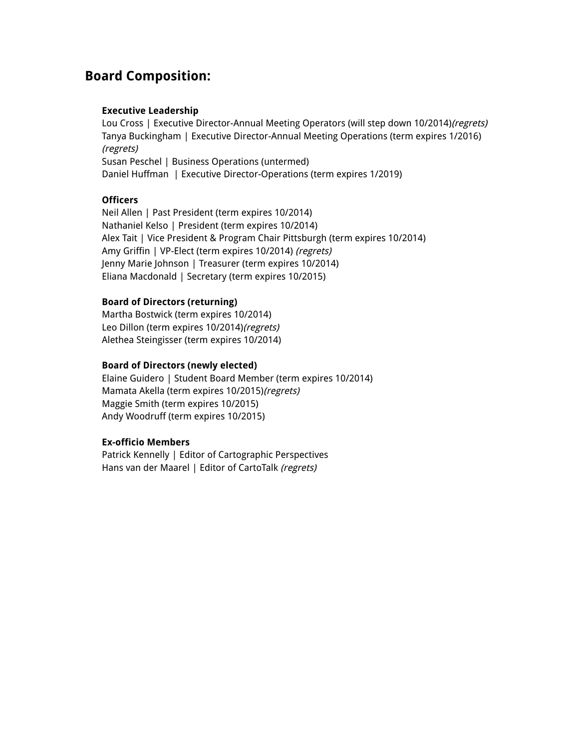## Board Composition:

**Executive Leadership**
Lou Cross | Executive Director-Annual Meeting Operators (will step down 10/2014)*(regrets)*
Tanya Buckingham | Executive Director-Annual Meeting Operations (term expires 1/2016) *(regrets)*
Susan Peschel | Business Operations (untermed)
Daniel Huffman | Executive Director-Operations (term expires 1/2019)

**Officers**
Neil Allen | Past President (term expires 10/2014)
Nathaniel Kelso | President (term expires 10/2014)
Alex Tait | Vice President & Program Chair Pittsburgh (term expires 10/2014)
Amy Griffin | VP-Elect (term expires 10/2014) *(regrets)*
Jenny Marie Johnson | Treasurer (term expires 10/2014)
Eliana Macdonald | Secretary (term expires 10/2015)

**Board of Directors (returning)**
Martha Bostwick (term expires 10/2014)
Leo Dillon (term expires 10/2014)*(regrets)*
Alethea Steingisser (term expires 10/2014)

**Board of Directors (newly elected)**
Elaine Guidero | Student Board Member (term expires 10/2014)
Mamata Akella (term expires 10/2015)*(regrets)*
Maggie Smith (term expires 10/2015)
Andy Woodruff (term expires 10/2015)

**Ex-officio Members**
Patrick Kennelly | Editor of Cartographic Perspectives
Hans van der Maarel | Editor of CartoTalk *(regrets)*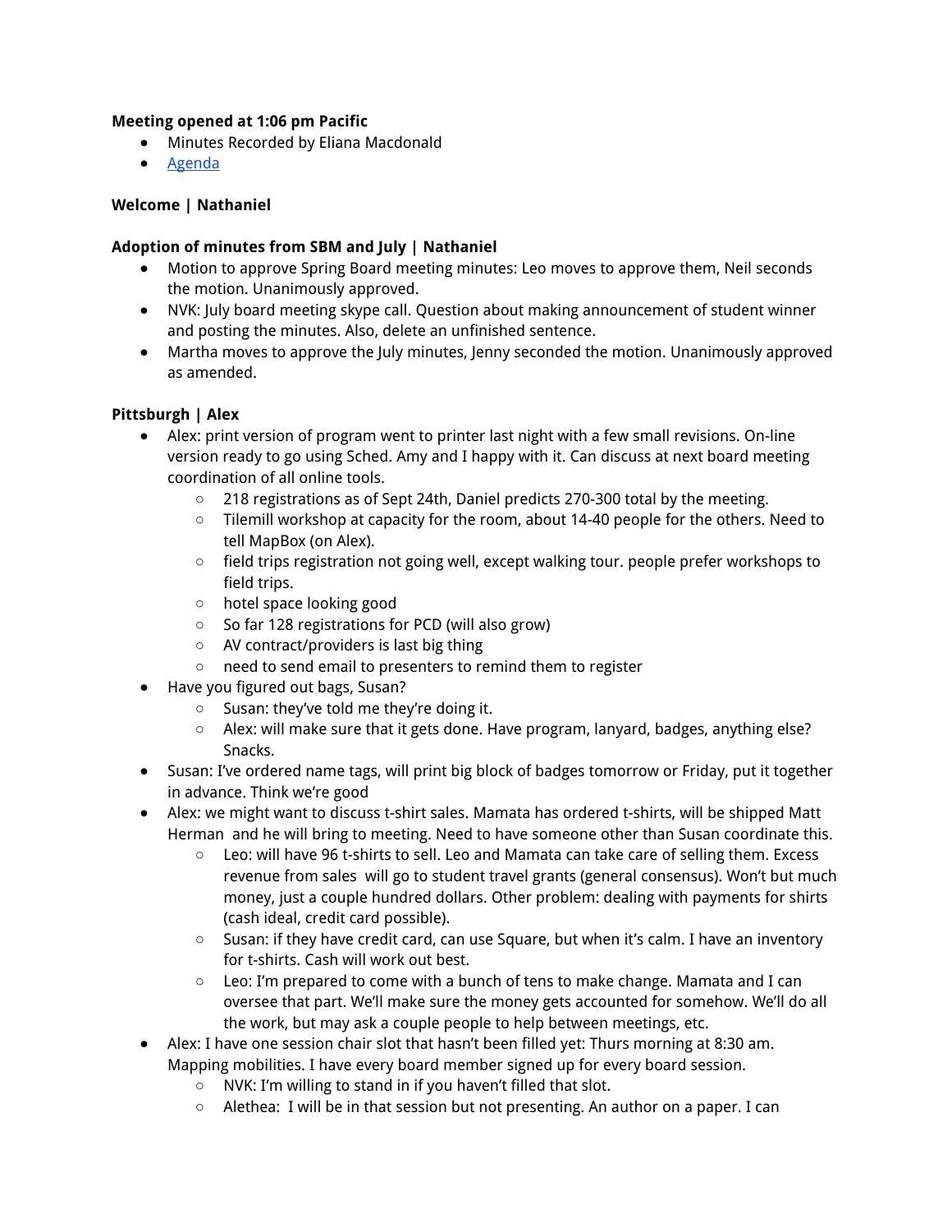**Meeting opened at 1:06 pm Pacific**

- Minutes Recorded by Eliana Macdonald
- Agenda

**Welcome | Nathaniel**

**Adoption of minutes from SBM and July | Nathaniel**

- Motion to approve Spring Board meeting minutes: Leo moves to approve them, Neil seconds the motion. Unanimously approved.
- NVK: July board meeting skype call. Question about making announcement of student winner and posting the minutes. Also, delete an unfinished sentence.
- Martha moves to approve the July minutes, Jenny seconded the motion. Unanimously approved as amended.

**Pittsburgh | Alex**

- Alex: print version of program went to printer last night with a few small revisions. On-line version ready to go using Sched. Amy and I happy with it. Can discuss at next board meeting coordination of all online tools.
    - 218 registrations as of Sept 24th, Daniel predicts 270-300 total by the meeting.
    - Tilemill workshop at capacity for the room, about 14-40 people for the others. Need to tell MapBox (on Alex).
    - field trips registration not going well, except walking tour. people prefer workshops to field trips.
    - hotel space looking good
    - So far 128 registrations for PCD (will also grow)
    - AV contract/providers is last big thing
    - need to send email to presenters to remind them to register
- Have you figured out bags, Susan?
    - Susan: they've told me they're doing it.
    - Alex: will make sure that it gets done. Have program, lanyard, badges, anything else? Snacks.
- Susan: I've ordered name tags, will print big block of badges tomorrow or Friday, put it together in advance. Think we're good
- Alex: we might want to discuss t-shirt sales. Mamata has ordered t-shirts, will be shipped Matt Herman and he will bring to meeting. Need to have someone other than Susan coordinate this.
    - Leo: will have 96 t-shirts to sell. Leo and Mamata can take care of selling them. Excess revenue from sales will go to student travel grants (general consensus). Won't but much money, just a couple hundred dollars. Other problem: dealing with payments for shirts (cash ideal, credit card possible).
    - Susan: if they have credit card, can use Square, but when it's calm. I have an inventory for t-shirts. Cash will work out best.
    - Leo: I'm prepared to come with a bunch of tens to make change. Mamata and I can oversee that part. We'll make sure the money gets accounted for somehow. We'll do all the work, but may ask a couple people to help between meetings, etc.
- Alex: I have one session chair slot that hasn't been filled yet: Thurs morning at 8:30 am. Mapping mobilities. I have every board member signed up for every board session.
    - NVK: I'm willing to stand in if you haven't filled that slot.
    - Alethea: I will be in that session but not presenting. An author on a paper. I can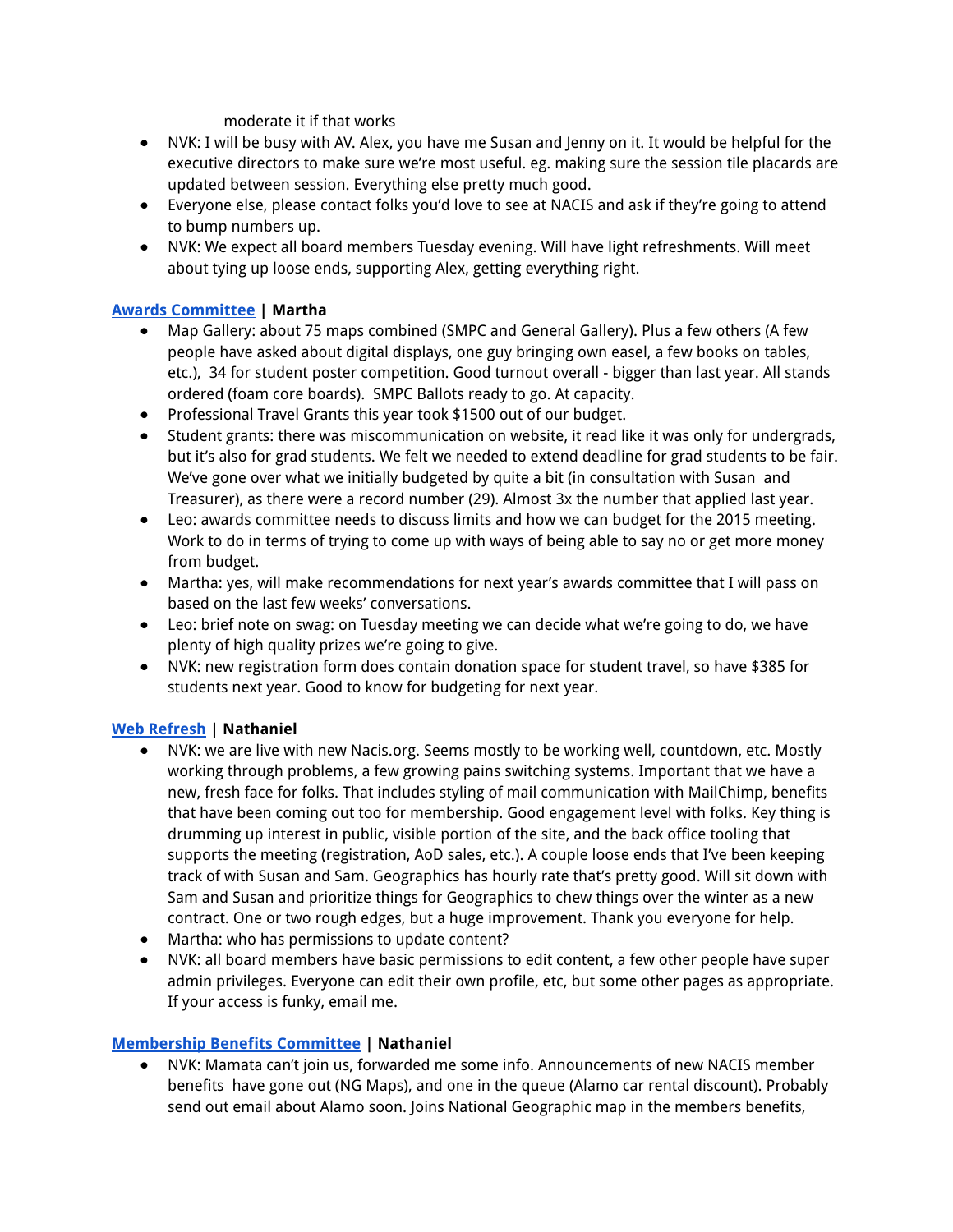moderate it if that works

- NVK: I will be busy with AV. Alex, you have me Susan and Jenny on it. It would be helpful for the executive directors to make sure we're most useful. eg. making sure the session tile placards are updated between session. Everything else pretty much good.
- Everyone else, please contact folks you'd love to see at NACIS and ask if they're going to attend to bump numbers up.
- NVK: We expect all board members Tuesday evening. Will have light refreshments. Will meet about tying up loose ends, supporting Alex, getting everything right.

**Awards Committee | Martha**

- Map Gallery: about 75 maps combined (SMPC and General Gallery). Plus a few others (A few people have asked about digital displays, one guy bringing own easel, a few books on tables, etc.), 34 for student poster competition. Good turnout overall - bigger than last year. All stands ordered (foam core boards). SMPC Ballots ready to go. At capacity.
- Professional Travel Grants this year took $1500 out of our budget.
- Student grants: there was miscommunication on website, it read like it was only for undergrads, but it's also for grad students. We felt we needed to extend deadline for grad students to be fair. We've gone over what we initially budgeted by quite a bit (in consultation with Susan and Treasurer), as there were a record number (29). Almost 3x the number that applied last year.
- Leo: awards committee needs to discuss limits and how we can budget for the 2015 meeting. Work to do in terms of trying to come up with ways of being able to say no or get more money from budget.
- Martha: yes, will make recommendations for next year's awards committee that I will pass on based on the last few weeks' conversations.
- Leo: brief note on swag: on Tuesday meeting we can decide what we're going to do, we have plenty of high quality prizes we're going to give.
- NVK: new registration form does contain donation space for student travel, so have $385 for students next year. Good to know for budgeting for next year.

**Web Refresh | Nathaniel**

- NVK: we are live with new Nacis.org. Seems mostly to be working well, countdown, etc. Mostly working through problems, a few growing pains switching systems. Important that we have a new, fresh face for folks. That includes styling of mail communication with MailChimp, benefits that have been coming out too for membership. Good engagement level with folks. Key thing is drumming up interest in public, visible portion of the site, and the back office tooling that supports the meeting (registration, AoD sales, etc.). A couple loose ends that I've been keeping track of with Susan and Sam. Geographics has hourly rate that's pretty good. Will sit down with Sam and Susan and prioritize things for Geographics to chew things over the winter as a new contract. One or two rough edges, but a huge improvement. Thank you everyone for help.
- Martha: who has permissions to update content?
- NVK: all board members have basic permissions to edit content, a few other people have super admin privileges. Everyone can edit their own profile, etc, but some other pages as appropriate. If your access is funky, email me.

**Membership Benefits Committee | Nathaniel**

- NVK: Mamata can't join us, forwarded me some info. Announcements of new NACIS member benefits have gone out (NG Maps), and one in the queue (Alamo car rental discount). Probably send out email about Alamo soon. Joins National Geographic map in the members benefits,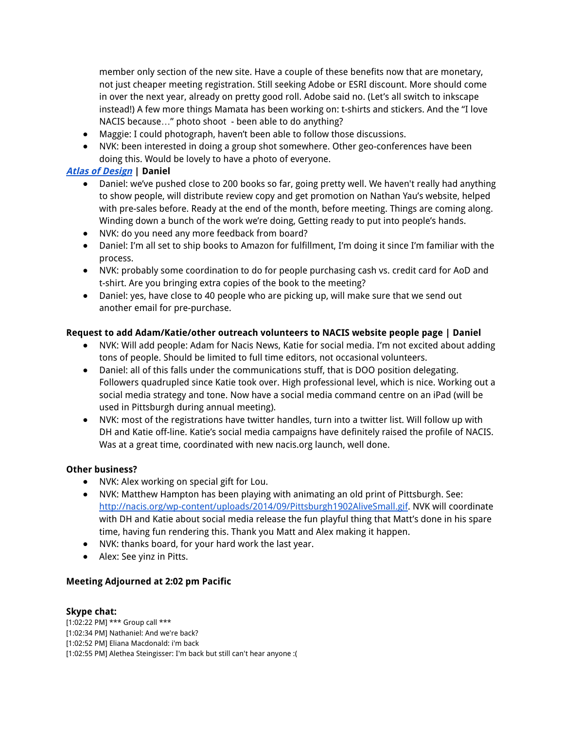member only section of the new site. Have a couple of these benefits now that are monetary, not just cheaper meeting registration. Still seeking Adobe or ESRI discount. More should come in over the next year, already on pretty good roll. Adobe said no. (Let's all switch to inkscape instead!) A few more things Mamata has been working on: t-shirts and stickers. And the "I love NACIS because…" photo shoot - been able to do anything?

- Maggie: I could photograph, haven't been able to follow those discussions.
- NVK: been interested in doing a group shot somewhere. Other geo-conferences have been doing this. Would be lovely to have a photo of everyone.

**_Atlas of Design_ | Daniel**

- Daniel: we've pushed close to 200 books so far, going pretty well. We haven't really had anything to show people, will distribute review copy and get promotion on Nathan Yau's website, helped with pre-sales before. Ready at the end of the month, before meeting. Things are coming along. Winding down a bunch of the work we're doing, Getting ready to put into people's hands.
- NVK: do you need any more feedback from board?
- Daniel: I'm all set to ship books to Amazon for fulfillment, I'm doing it since I'm familiar with the process.
- NVK: probably some coordination to do for people purchasing cash vs. credit card for AoD and t-shirt. Are you bringing extra copies of the book to the meeting?
- Daniel: yes, have close to 40 people who are picking up, will make sure that we send out another email for pre-purchase.

**Request to add Adam/Katie/other outreach volunteers to NACIS website people page | Daniel**

- NVK: Will add people: Adam for Nacis News, Katie for social media. I'm not excited about adding tons of people. Should be limited to full time editors, not occasional volunteers.
- Daniel: all of this falls under the communications stuff, that is DOO position delegating. Followers quadrupled since Katie took over. High professional level, which is nice. Working out a social media strategy and tone. Now have a social media command centre on an iPad (will be used in Pittsburgh during annual meeting).
- NVK: most of the registrations have twitter handles, turn into a twitter list. Will follow up with DH and Katie off-line. Katie's social media campaigns have definitely raised the profile of NACIS. Was at a great time, coordinated with new nacis.org launch, well done.

**Other business?**

- NVK: Alex working on special gift for Lou.
- NVK: Matthew Hampton has been playing with animating an old print of Pittsburgh. See: http://nacis.org/wp-content/uploads/2014/09/Pittsburgh1902AliveSmall.gif. NVK will coordinate with DH and Katie about social media release the fun playful thing that Matt's done in his spare time, having fun rendering this. Thank you Matt and Alex making it happen.
- NVK: thanks board, for your hard work the last year.
- Alex: See yinz in Pitts.

**Meeting Adjourned at 2:02 pm Pacific**

**Skype chat:**

[1:02:22 PM] *** Group call ***
[1:02:34 PM] Nathaniel: And we're back?
[1:02:52 PM] Eliana Macdonald: i'm back
[1:02:55 PM] Alethea Steingisser: I'm back but still can't hear anyone :(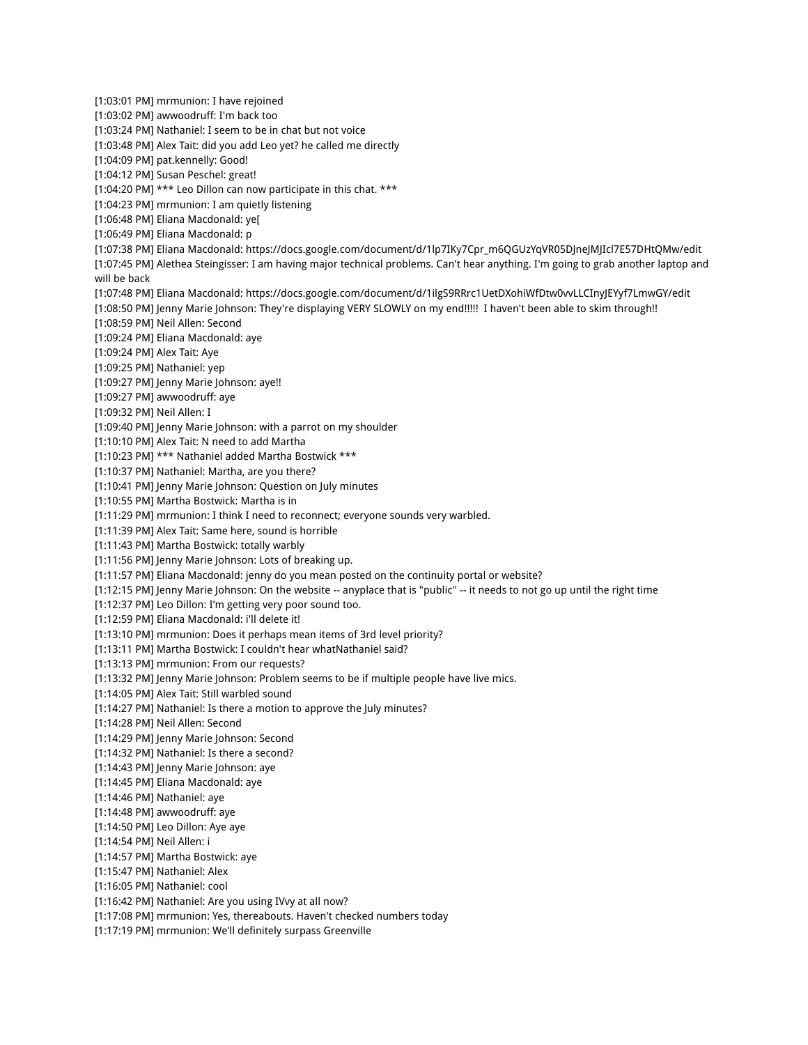[1:03:01 PM] mrmunion: I have rejoined
[1:03:02 PM] awwoodruff: I'm back too
[1:03:24 PM] Nathaniel: I seem to be in chat but not voice
[1:03:48 PM] Alex Tait: did you add Leo yet? he called me directly
[1:04:09 PM] pat.kennelly: Good!
[1:04:12 PM] Susan Peschel: great!
[1:04:20 PM] *** Leo Dillon can now participate in this chat. ***
[1:04:23 PM] mrmunion: I am quietly listening
[1:06:48 PM] Eliana Macdonald: ye[
[1:06:49 PM] Eliana Macdonald: p
[1:07:38 PM] Eliana Macdonald: https://docs.google.com/document/d/1lp7IKy7Cpr_m6QGUzYqVR05DJneJMJIcl7E57DHtQMw/edit
[1:07:45 PM] Alethea Steingisser: I am having major technical problems. Can't hear anything. I'm going to grab another laptop and will be back
[1:07:48 PM] Eliana Macdonald: https://docs.google.com/document/d/1ilgS9RRrc1UetDXohiWfDtw0vvLLCInyJEYyf7LmwGY/edit
[1:08:50 PM] Jenny Marie Johnson: They're displaying VERY SLOWLY on my end!!!!! I haven't been able to skim through!!
[1:08:59 PM] Neil Allen: Second
[1:09:24 PM] Eliana Macdonald: aye
[1:09:24 PM] Alex Tait: Aye
[1:09:25 PM] Nathaniel: yep
[1:09:27 PM] Jenny Marie Johnson: aye!!
[1:09:27 PM] awwoodruff: aye
[1:09:32 PM] Neil Allen: I
[1:09:40 PM] Jenny Marie Johnson: with a parrot on my shoulder
[1:10:10 PM] Alex Tait: N need to add Martha
[1:10:23 PM] *** Nathaniel added Martha Bostwick ***
[1:10:37 PM] Nathaniel: Martha, are you there?
[1:10:41 PM] Jenny Marie Johnson: Question on July minutes
[1:10:55 PM] Martha Bostwick: Martha is in
[1:11:29 PM] mrmunion: I think I need to reconnect; everyone sounds very warbled.
[1:11:39 PM] Alex Tait: Same here, sound is horrible
[1:11:43 PM] Martha Bostwick: totally warbly
[1:11:56 PM] Jenny Marie Johnson: Lots of breaking up.
[1:11:57 PM] Eliana Macdonald: jenny do you mean posted on the continuity portal or website?
[1:12:15 PM] Jenny Marie Johnson: On the website -- anyplace that is "public" -- it needs to not go up until the right time
[1:12:37 PM] Leo Dillon: I'm getting very poor sound too.
[1:12:59 PM] Eliana Macdonald: i'll delete it!
[1:13:10 PM] mrmunion: Does it perhaps mean items of 3rd level priority?
[1:13:11 PM] Martha Bostwick: I couldn't hear whatNathaniel said?
[1:13:13 PM] mrmunion: From our requests?
[1:13:32 PM] Jenny Marie Johnson: Problem seems to be if multiple people have live mics.
[1:14:05 PM] Alex Tait: Still warbled sound
[1:14:27 PM] Nathaniel: Is there a motion to approve the July minutes?
[1:14:28 PM] Neil Allen: Second
[1:14:29 PM] Jenny Marie Johnson: Second
[1:14:32 PM] Nathaniel: Is there a second?
[1:14:43 PM] Jenny Marie Johnson: aye
[1:14:45 PM] Eliana Macdonald: aye
[1:14:46 PM] Nathaniel: aye
[1:14:48 PM] awwoodruff: aye
[1:14:50 PM] Leo Dillon: Aye aye
[1:14:54 PM] Neil Allen: i
[1:14:57 PM] Martha Bostwick: aye
[1:15:47 PM] Nathaniel: Alex
[1:16:05 PM] Nathaniel: cool
[1:16:42 PM] Nathaniel: Are you using IVvy at all now?
[1:17:08 PM] mrmunion: Yes, thereabouts. Haven't checked numbers today
[1:17:19 PM] mrmunion: We'll definitely surpass Greenville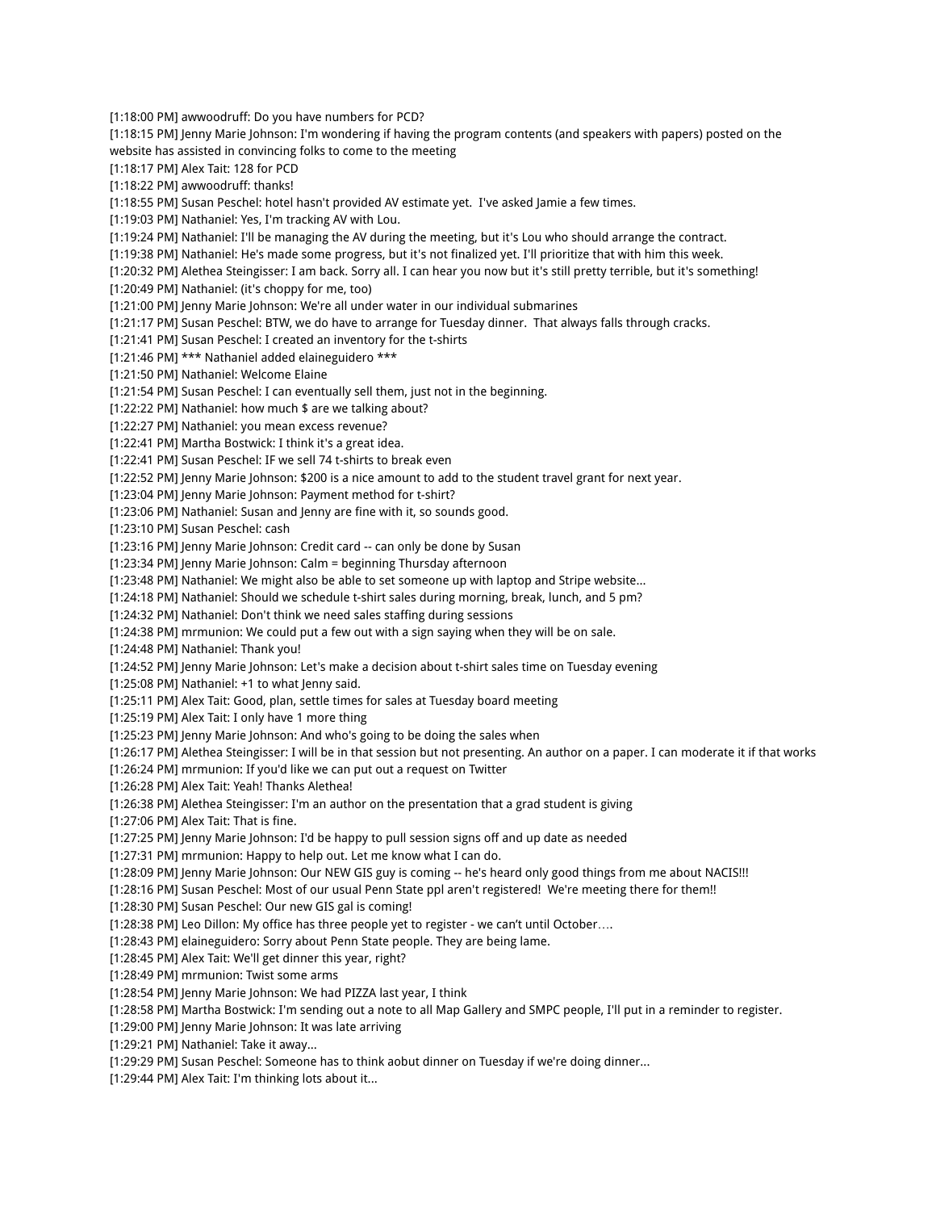[1:18:00 PM] awwoodruff: Do you have numbers for PCD?
[1:18:15 PM] Jenny Marie Johnson: I'm wondering if having the program contents (and speakers with papers) posted on the website has assisted in convincing folks to come to the meeting
[1:18:17 PM] Alex Tait: 128 for PCD
[1:18:22 PM] awwoodruff: thanks!
[1:18:55 PM] Susan Peschel: hotel hasn't provided AV estimate yet.  I've asked Jamie a few times.
[1:19:03 PM] Nathaniel: Yes, I'm tracking AV with Lou.
[1:19:24 PM] Nathaniel: I'll be managing the AV during the meeting, but it's Lou who should arrange the contract.
[1:19:38 PM] Nathaniel: He's made some progress, but it's not finalized yet. I'll prioritize that with him this week.
[1:20:32 PM] Alethea Steingisser: I am back. Sorry all. I can hear you now but it's still pretty terrible, but it's something!
[1:20:49 PM] Nathaniel: (it's choppy for me, too)
[1:21:00 PM] Jenny Marie Johnson: We're all under water in our individual submarines
[1:21:17 PM] Susan Peschel: BTW, we do have to arrange for Tuesday dinner.  That always falls through cracks.
[1:21:41 PM] Susan Peschel: I created an inventory for the t-shirts
[1:21:46 PM] *** Nathaniel added elaineguidero ***
[1:21:50 PM] Nathaniel: Welcome Elaine
[1:21:54 PM] Susan Peschel: I can eventually sell them, just not in the beginning.
[1:22:22 PM] Nathaniel: how much $ are we talking about?
[1:22:27 PM] Nathaniel: you mean excess revenue?
[1:22:41 PM] Martha Bostwick: I think it's a great idea.
[1:22:41 PM] Susan Peschel: IF we sell 74 t-shirts to break even
[1:22:52 PM] Jenny Marie Johnson: $200 is a nice amount to add to the student travel grant for next year.
[1:23:04 PM] Jenny Marie Johnson: Payment method for t-shirt?
[1:23:06 PM] Nathaniel: Susan and Jenny are fine with it, so sounds good.
[1:23:10 PM] Susan Peschel: cash
[1:23:16 PM] Jenny Marie Johnson: Credit card -- can only be done by Susan
[1:23:34 PM] Jenny Marie Johnson: Calm = beginning Thursday afternoon
[1:23:48 PM] Nathaniel: We might also be able to set someone up with laptop and Stripe website...
[1:24:18 PM] Nathaniel: Should we schedule t-shirt sales during morning, break, lunch, and 5 pm?
[1:24:32 PM] Nathaniel: Don't think we need sales staffing during sessions
[1:24:38 PM] mrmunion: We could put a few out with a sign saying when they will be on sale.
[1:24:48 PM] Nathaniel: Thank you!
[1:24:52 PM] Jenny Marie Johnson: Let's make a decision about t-shirt sales time on Tuesday evening
[1:25:08 PM] Nathaniel: +1 to what Jenny said.
[1:25:11 PM] Alex Tait: Good, plan, settle times for sales at Tuesday board meeting
[1:25:19 PM] Alex Tait: I only have 1 more thing
[1:25:23 PM] Jenny Marie Johnson: And who's going to be doing the sales when
[1:26:17 PM] Alethea Steingisser: I will be in that session but not presenting. An author on a paper. I can moderate it if that works
[1:26:24 PM] mrmunion: If you'd like we can put out a request on Twitter
[1:26:28 PM] Alex Tait: Yeah! Thanks Alethea!
[1:26:38 PM] Alethea Steingisser: I'm an author on the presentation that a grad student is giving
[1:27:06 PM] Alex Tait: That is fine.
[1:27:25 PM] Jenny Marie Johnson: I'd be happy to pull session signs off and up date as needed
[1:27:31 PM] mrmunion: Happy to help out. Let me know what I can do.
[1:28:09 PM] Jenny Marie Johnson: Our NEW GIS guy is coming -- he's heard only good things from me about NACIS!!!
[1:28:16 PM] Susan Peschel: Most of our usual Penn State ppl aren't registered!  We're meeting there for them!!
[1:28:30 PM] Susan Peschel: Our new GIS gal is coming!
[1:28:38 PM] Leo Dillon: My office has three people yet to register - we can't until October….
[1:28:43 PM] elaineguidero: Sorry about Penn State people. They are being lame.
[1:28:45 PM] Alex Tait: We'll get dinner this year, right?
[1:28:49 PM] mrmunion: Twist some arms
[1:28:54 PM] Jenny Marie Johnson: We had PIZZA last year, I think
[1:28:58 PM] Martha Bostwick: I'm sending out a note to all Map Gallery and SMPC people, I'll put in a reminder to register.
[1:29:00 PM] Jenny Marie Johnson: It was late arriving
[1:29:21 PM] Nathaniel: Take it away...
[1:29:29 PM] Susan Peschel: Someone has to think aobut dinner on Tuesday if we're doing dinner...
[1:29:44 PM] Alex Tait: I'm thinking lots about it...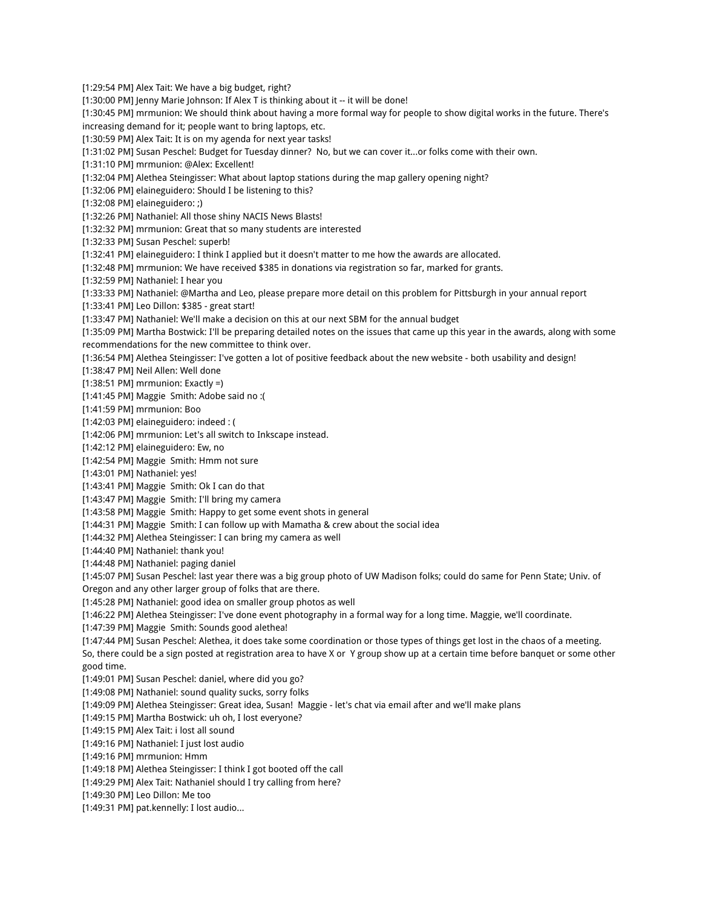[1:29:54 PM] Alex Tait: We have a big budget, right?
[1:30:00 PM] Jenny Marie Johnson: If Alex T is thinking about it -- it will be done!
[1:30:45 PM] mrmunion: We should think about having a more formal way for people to show digital works in the future. There's increasing demand for it; people want to bring laptops, etc.
[1:30:59 PM] Alex Tait: It is on my agenda for next year tasks!
[1:31:02 PM] Susan Peschel: Budget for Tuesday dinner?  No, but we can cover it...or folks come with their own.
[1:31:10 PM] mrmunion: @Alex: Excellent!
[1:32:04 PM] Alethea Steingisser: What about laptop stations during the map gallery opening night?
[1:32:06 PM] elaineguidero: Should I be listening to this?
[1:32:08 PM] elaineguidero: ;)
[1:32:26 PM] Nathaniel: All those shiny NACIS News Blasts!
[1:32:32 PM] mrmunion: Great that so many students are interested
[1:32:33 PM] Susan Peschel: superb!
[1:32:41 PM] elaineguidero: I think I applied but it doesn't matter to me how the awards are allocated.
[1:32:48 PM] mrmunion: We have received $385 in donations via registration so far, marked for grants.
[1:32:59 PM] Nathaniel: I hear you
[1:33:33 PM] Nathaniel: @Martha and Leo, please prepare more detail on this problem for Pittsburgh in your annual report
[1:33:41 PM] Leo Dillon: $385 - great start!
[1:33:47 PM] Nathaniel: We'll make a decision on this at our next SBM for the annual budget
[1:35:09 PM] Martha Bostwick: I'll be preparing detailed notes on the issues that came up this year in the awards, along with some recommendations for the new committee to think over.
[1:36:54 PM] Alethea Steingisser: I've gotten a lot of positive feedback about the new website - both usability and design!
[1:38:47 PM] Neil Allen: Well done
[1:38:51 PM] mrmunion: Exactly =)
[1:41:45 PM] Maggie  Smith: Adobe said no :(
[1:41:59 PM] mrmunion: Boo
[1:42:03 PM] elaineguidero: indeed : (
[1:42:06 PM] mrmunion: Let's all switch to Inkscape instead.
[1:42:12 PM] elaineguidero: Ew, no
[1:42:54 PM] Maggie  Smith: Hmm not sure
[1:43:01 PM] Nathaniel: yes!
[1:43:41 PM] Maggie  Smith: Ok I can do that
[1:43:47 PM] Maggie  Smith: I'll bring my camera
[1:43:58 PM] Maggie  Smith: Happy to get some event shots in general
[1:44:31 PM] Maggie  Smith: I can follow up with Mamatha & crew about the social idea
[1:44:32 PM] Alethea Steingisser: I can bring my camera as well
[1:44:40 PM] Nathaniel: thank you!
[1:44:48 PM] Nathaniel: paging daniel
[1:45:07 PM] Susan Peschel: last year there was a big group photo of UW Madison folks; could do same for Penn State; Univ. of Oregon and any other larger group of folks that are there.
[1:45:28 PM] Nathaniel: good idea on smaller group photos as well
[1:46:22 PM] Alethea Steingisser: I've done event photography in a formal way for a long time. Maggie, we'll coordinate.
[1:47:39 PM] Maggie  Smith: Sounds good alethea!
[1:47:44 PM] Susan Peschel: Alethea, it does take some coordination or those types of things get lost in the chaos of a meeting. So, there could be a sign posted at registration area to have X or  Y group show up at a certain time before banquet or some other good time.
[1:49:01 PM] Susan Peschel: daniel, where did you go?
[1:49:08 PM] Nathaniel: sound quality sucks, sorry folks
[1:49:09 PM] Alethea Steingisser: Great idea, Susan!  Maggie - let's chat via email after and we'll make plans
[1:49:15 PM] Martha Bostwick: uh oh, I lost everyone?
[1:49:15 PM] Alex Tait: i lost all sound
[1:49:16 PM] Nathaniel: I just lost audio
[1:49:16 PM] mrmunion: Hmm
[1:49:18 PM] Alethea Steingisser: I think I got booted off the call
[1:49:29 PM] Alex Tait: Nathaniel should I try calling from here?
[1:49:30 PM] Leo Dillon: Me too
[1:49:31 PM] pat.kennelly: I lost audio...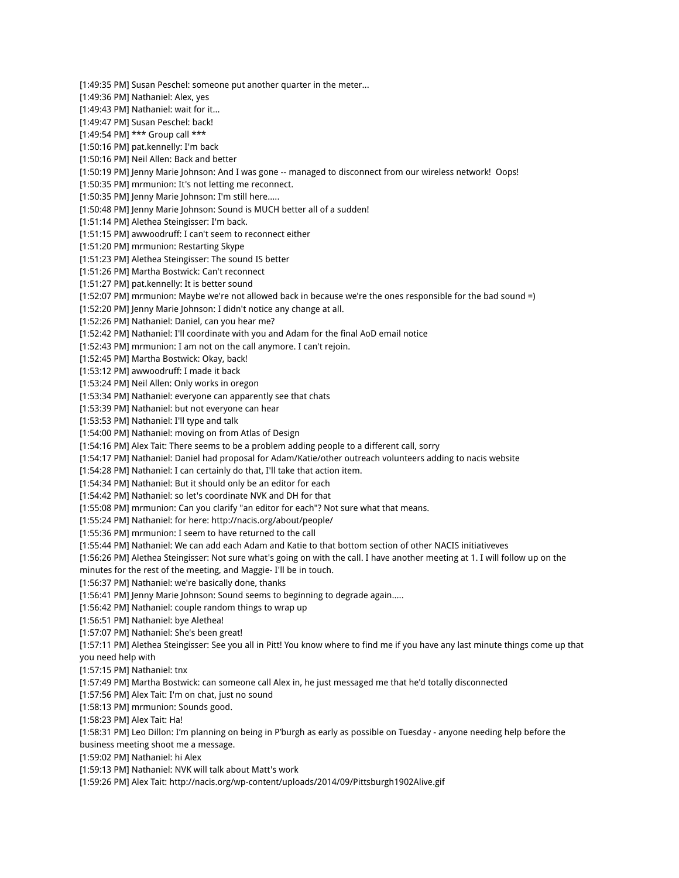[1:49:35 PM] Susan Peschel: someone put another quarter in the meter...
[1:49:36 PM] Nathaniel: Alex, yes
[1:49:43 PM] Nathaniel: wait for it...
[1:49:47 PM] Susan Peschel: back!
[1:49:54 PM] *** Group call ***
[1:50:16 PM] pat.kennelly: I'm back
[1:50:16 PM] Neil Allen: Back and better
[1:50:19 PM] Jenny Marie Johnson: And I was gone -- managed to disconnect from our wireless network!  Oops!
[1:50:35 PM] mrmunion: It's not letting me reconnect.
[1:50:35 PM] Jenny Marie Johnson: I'm still here.....
[1:50:48 PM] Jenny Marie Johnson: Sound is MUCH better all of a sudden!
[1:51:14 PM] Alethea Steingisser: I'm back.
[1:51:15 PM] awwoodruff: I can't seem to reconnect either
[1:51:20 PM] mrmunion: Restarting Skype
[1:51:23 PM] Alethea Steingisser: The sound IS better
[1:51:26 PM] Martha Bostwick: Can't reconnect
[1:51:27 PM] pat.kennelly: It is better sound
[1:52:07 PM] mrmunion: Maybe we're not allowed back in because we're the ones responsible for the bad sound =)
[1:52:20 PM] Jenny Marie Johnson: I didn't notice any change at all.
[1:52:26 PM] Nathaniel: Daniel, can you hear me?
[1:52:42 PM] Nathaniel: I'll coordinate with you and Adam for the final AoD email notice
[1:52:43 PM] mrmunion: I am not on the call anymore. I can't rejoin.
[1:52:45 PM] Martha Bostwick: Okay, back!
[1:53:12 PM] awwoodruff: I made it back
[1:53:24 PM] Neil Allen: Only works in oregon
[1:53:34 PM] Nathaniel: everyone can apparently see that chats
[1:53:39 PM] Nathaniel: but not everyone can hear
[1:53:53 PM] Nathaniel: I'll type and talk
[1:54:00 PM] Nathaniel: moving on from Atlas of Design
[1:54:16 PM] Alex Tait: There seems to be a problem adding people to a different call, sorry
[1:54:17 PM] Nathaniel: Daniel had proposal for Adam/Katie/other outreach volunteers adding to nacis website
[1:54:28 PM] Nathaniel: I can certainly do that, I'll take that action item.
[1:54:34 PM] Nathaniel: But it should only be an editor for each
[1:54:42 PM] Nathaniel: so let's coordinate NVK and DH for that
[1:55:08 PM] mrmunion: Can you clarify "an editor for each"? Not sure what that means.
[1:55:24 PM] Nathaniel: for here: http://nacis.org/about/people/
[1:55:36 PM] mrmunion: I seem to have returned to the call
[1:55:44 PM] Nathaniel: We can add each Adam and Katie to that bottom section of other NACIS initiativeves
[1:56:26 PM] Alethea Steingisser: Not sure what's going on with the call. I have another meeting at 1. I will follow up on the minutes for the rest of the meeting, and Maggie- I'll be in touch.
[1:56:37 PM] Nathaniel: we're basically done, thanks
[1:56:41 PM] Jenny Marie Johnson: Sound seems to beginning to degrade again.....
[1:56:42 PM] Nathaniel: couple random things to wrap up
[1:56:51 PM] Nathaniel: bye Alethea!
[1:57:07 PM] Nathaniel: She's been great!
[1:57:11 PM] Alethea Steingisser: See you all in Pitt! You know where to find me if you have any last minute things come up that you need help with
[1:57:15 PM] Nathaniel: tnx
[1:57:49 PM] Martha Bostwick: can someone call Alex in, he just messaged me that he'd totally disconnected
[1:57:56 PM] Alex Tait: I'm on chat, just no sound
[1:58:13 PM] mrmunion: Sounds good.
[1:58:23 PM] Alex Tait: Ha!
[1:58:31 PM] Leo Dillon: I'm planning on being in P'burgh as early as possible on Tuesday - anyone needing help before the business meeting shoot me a message.
[1:59:02 PM] Nathaniel: hi Alex
[1:59:13 PM] Nathaniel: NVK will talk about Matt's work
[1:59:26 PM] Alex Tait: http://nacis.org/wp-content/uploads/2014/09/Pittsburgh1902Alive.gif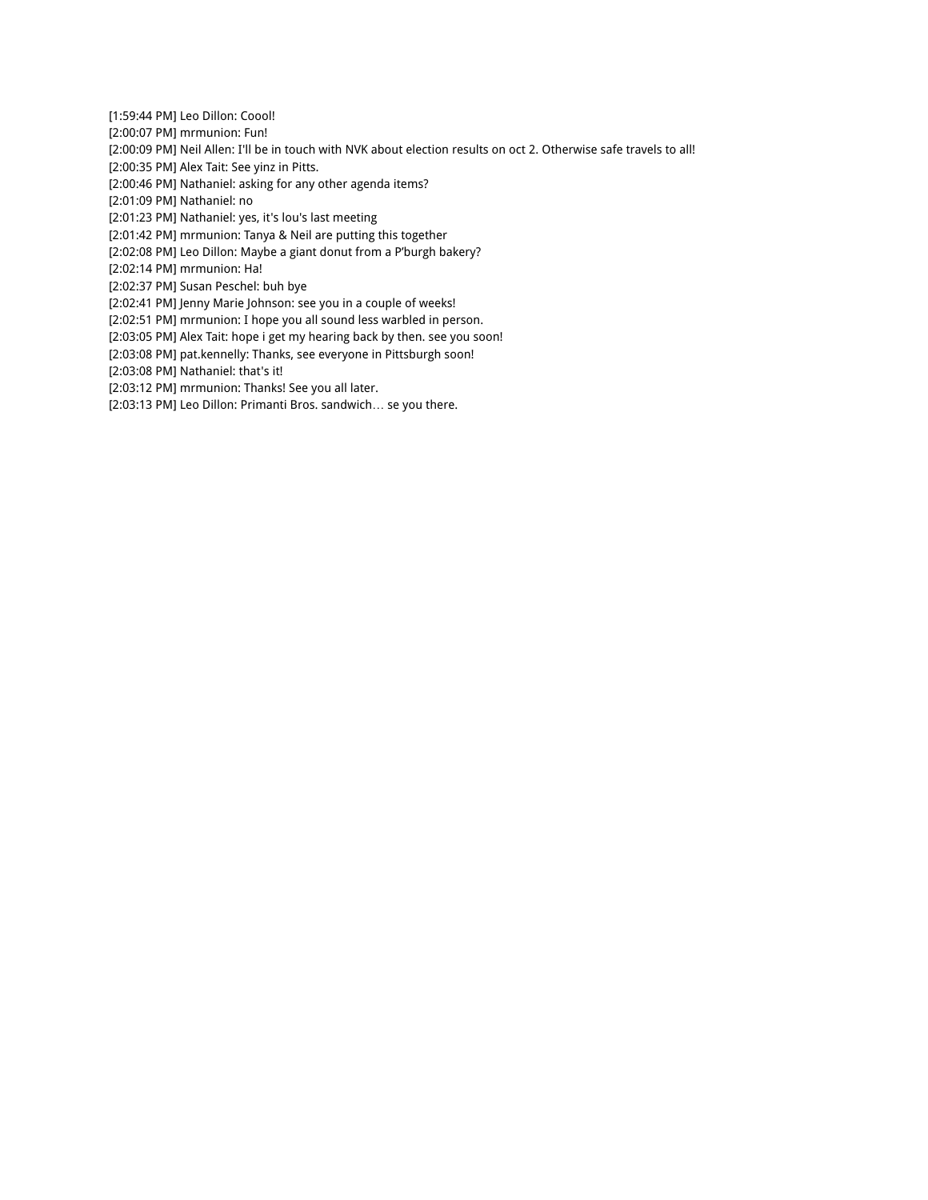[1:59:44 PM] Leo Dillon: Coool!
[2:00:07 PM] mrmunion: Fun!
[2:00:09 PM] Neil Allen: I'll be in touch with NVK about election results on oct 2. Otherwise safe travels to all!
[2:00:35 PM] Alex Tait: See yinz in Pitts.
[2:00:46 PM] Nathaniel: asking for any other agenda items?
[2:01:09 PM] Nathaniel: no
[2:01:23 PM] Nathaniel: yes, it's lou's last meeting
[2:01:42 PM] mrmunion: Tanya & Neil are putting this together
[2:02:08 PM] Leo Dillon: Maybe a giant donut from a P'burgh bakery?
[2:02:14 PM] mrmunion: Ha!
[2:02:37 PM] Susan Peschel: buh bye
[2:02:41 PM] Jenny Marie Johnson: see you in a couple of weeks!
[2:02:51 PM] mrmunion: I hope you all sound less warbled in person.
[2:03:05 PM] Alex Tait: hope i get my hearing back by then. see you soon!
[2:03:08 PM] pat.kennelly: Thanks, see everyone in Pittsburgh soon!
[2:03:08 PM] Nathaniel: that's it!
[2:03:12 PM] mrmunion: Thanks! See you all later.
[2:03:13 PM] Leo Dillon: Primanti Bros. sandwich… se you there.